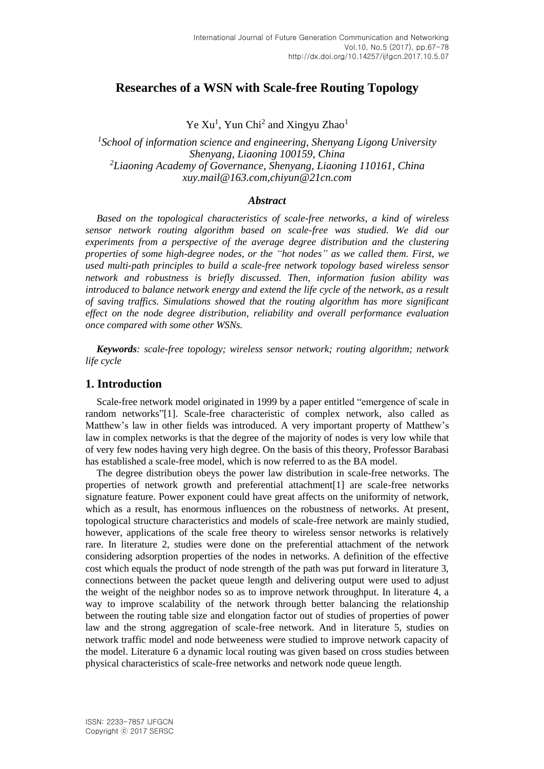# Researches of a WSN with Scale-free Routing Topology

Ye Xu[1], Yun Chi[2] and Xingyu Zhao[1]

[1]*School of information science and engineering, Shenyang Ligong University Shenyang, Liaoning 100159, China*
[2]*Liaoning Academy of Governance, Shenyang, Liaoning 110161, China*
*xuy.mail@163.com,chiyun@21cn.com*

### *Abstract*

*Based on the topological characteristics of scale-free networks, a kind of wireless sensor network routing algorithm based on scale-free was studied. We did our experiments from a perspective of the average degree distribution and the clustering properties of some high-degree nodes, or the "hot nodes" as we called them. First, we used multi-path principles to build a scale-free network topology based wireless sensor network and robustness is briefly discussed. Then, information fusion ability was introduced to balance network energy and extend the life cycle of the network, as a result of saving traffics. Simulations showed that the routing algorithm has more significant effect on the node degree distribution, reliability and overall performance evaluation once compared with some other WSNs.*

***Keywords****: scale-free topology; wireless sensor network; routing algorithm; network life cycle*

## 1. Introduction

Scale-free network model originated in 1999 by a paper entitled "emergence of scale in random networks"[1]. Scale-free characteristic of complex network, also called as Matthew's law in other fields was introduced. A very important property of Matthew's law in complex networks is that the degree of the majority of nodes is very low while that of very few nodes having very high degree. On the basis of this theory, Professor Barabasi has established a scale-free model, which is now referred to as the BA model.

The degree distribution obeys the power law distribution in scale-free networks. The properties of network growth and preferential attachment[1] are scale-free networks signature feature. Power exponent could have great affects on the uniformity of network, which as a result, has enormous influences on the robustness of networks. At present, topological structure characteristics and models of scale-free network are mainly studied, however, applications of the scale free theory to wireless sensor networks is relatively rare. In literature 2, studies were done on the preferential attachment of the network considering adsorption properties of the nodes in networks. A definition of the effective cost which equals the product of node strength of the path was put forward in literature 3, connections between the packet queue length and delivering output were used to adjust the weight of the neighbor nodes so as to improve network throughput. In literature 4, a way to improve scalability of the network through better balancing the relationship between the routing table size and elongation factor out of studies of properties of power law and the strong aggregation of scale-free network. And in literature 5, studies on network traffic model and node betweeness were studied to improve network capacity of the model. Literature 6 a dynamic local routing was given based on cross studies between physical characteristics of scale-free networks and network node queue length.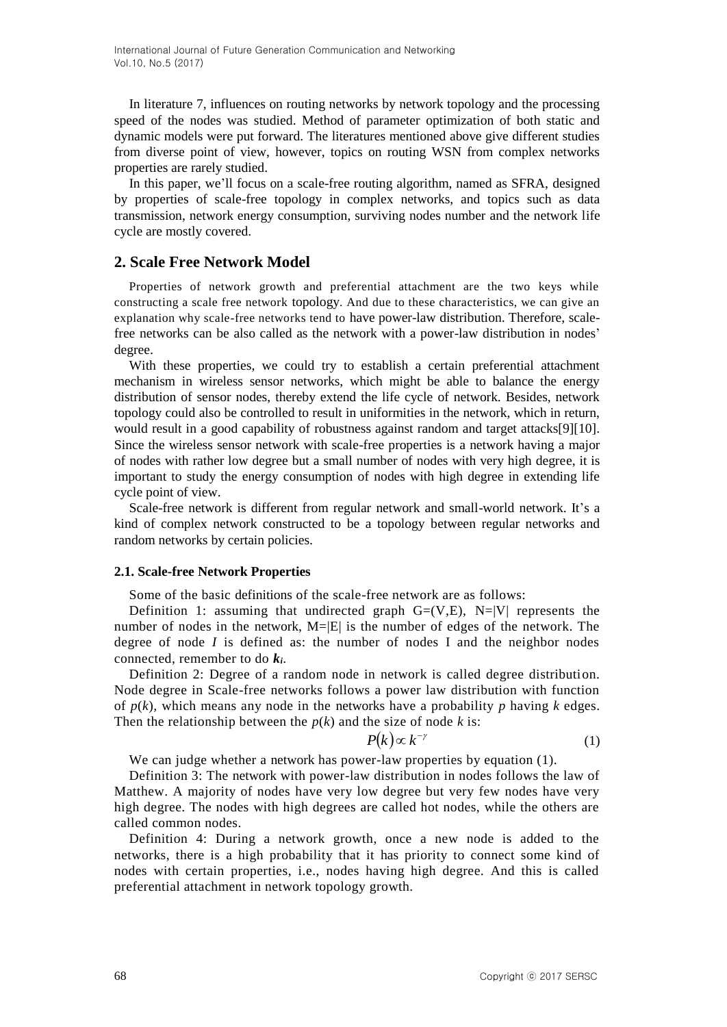In literature 7, influences on routing networks by network topology and the processing speed of the nodes was studied. Method of parameter optimization of both static and dynamic models were put forward. The literatures mentioned above give different studies from diverse point of view, however, topics on routing WSN from complex networks properties are rarely studied.

In this paper, we'll focus on a scale-free routing algorithm, named as SFRA, designed by properties of scale-free topology in complex networks, and topics such as data transmission, network energy consumption, surviving nodes number and the network life cycle are mostly covered.

## 2. Scale Free Network Model

Properties of network growth and preferential attachment are the two keys while constructing a scale free network topology. And due to these characteristics, we can give an explanation why scale-free networks tend to have power-law distribution. Therefore, scale-free networks can be also called as the network with a power-law distribution in nodes' degree.

With these properties, we could try to establish a certain preferential attachment mechanism in wireless sensor networks, which might be able to balance the energy distribution of sensor nodes, thereby extend the life cycle of network. Besides, network topology could also be controlled to result in uniformities in the network, which in return, would result in a good capability of robustness against random and target attacks[9][10]. Since the wireless sensor network with scale-free properties is a network having a major of nodes with rather low degree but a small number of nodes with very high degree, it is important to study the energy consumption of nodes with high degree in extending life cycle point of view.

Scale-free network is different from regular network and small-world network. It's a kind of complex network constructed to be a topology between regular networks and random networks by certain policies.

### 2.1. Scale-free Network Properties

Some of the basic definitions of the scale-free network are as follows:

Definition 1: assuming that undirected graph G=(V,E), N=|V| represents the number of nodes in the network, M=|E| is the number of edges of the network. The degree of node *I* is defined as: the number of nodes I and the neighbor nodes connected, remember to do $k_i$.

Definition 2: Degree of a random node in network is called degree distribution. Node degree in Scale-free networks follows a power law distribution with function of $p(k)$, which means any node in the networks have a probability $p$ having $k$ edges. Then the relationship between the $p(k)$ and the size of node $k$ is:

$$P(k) \propto k^{-\gamma} \tag{1}$$

We can judge whether a network has power-law properties by equation (1).

Definition 3: The network with power-law distribution in nodes follows the law of Matthew. A majority of nodes have very low degree but very few nodes have very high degree. The nodes with high degrees are called hot nodes, while the others are called common nodes.

Definition 4: During a network growth, once a new node is added to the networks, there is a high probability that it has priority to connect some kind of nodes with certain properties, i.e., nodes having high degree. And this is called preferential attachment in network topology growth.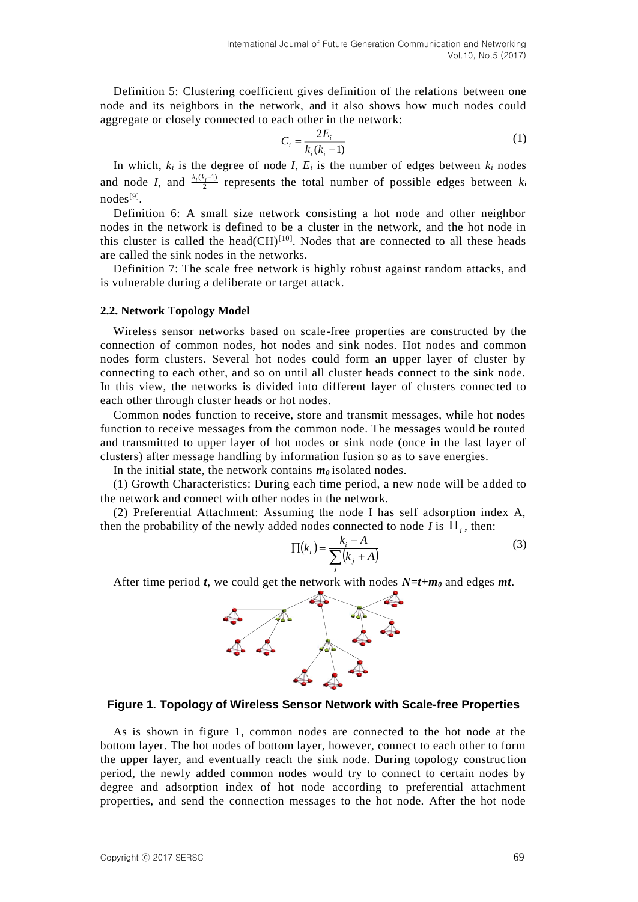Definition 5: Clustering coefficient gives definition of the relations between one node and its neighbors in the network, and it also shows how much nodes could aggregate or closely connected to each other in the network:

$$C_i = \frac{2E_i}{k_i(k_i - 1)} \tag{1}$$

In which, $k_i$ is the degree of node $I$, $E_i$ is the number of edges between $k_i$ nodes and node $I$, and $\frac{k_i(k_i-1)}{2}$ represents the total number of possible edges between $k_i$ nodes[9].

Definition 6: A small size network consisting a hot node and other neighbor nodes in the network is defined to be a cluster in the network, and the hot node in this cluster is called the head(CH)[10]. Nodes that are connected to all these heads are called the sink nodes in the networks.

Definition 7: The scale free network is highly robust against random attacks, and is vulnerable during a deliberate or target attack.

### 2.2. Network Topology Model

Wireless sensor networks based on scale-free properties are constructed by the connection of common nodes, hot nodes and sink nodes. Hot nodes and common nodes form clusters. Several hot nodes could form an upper layer of cluster by connecting to each other, and so on until all cluster heads connect to the sink node. In this view, the networks is divided into different layer of clusters connected to each other through cluster heads or hot nodes.

Common nodes function to receive, store and transmit messages, while hot nodes function to receive messages from the common node. The messages would be routed and transmitted to upper layer of hot nodes or sink node (once in the last layer of clusters) after message handling by information fusion so as to save energies.

In the initial state, the network contains $m_0$ isolated nodes.

(1) Growth Characteristics: During each time period, a new node will be added to the network and connect with other nodes in the network.

(2) Preferential Attachment: Assuming the node I has self adsorption index A, then the probability of the newly added nodes connected to node $I$ is $\Pi_i$, then:

$$\Pi(k_i) = \frac{k_i + A}{\sum_j (k_j + A)} \tag{3}$$

After time period $t$, we could get the network with nodes $N=t+m_0$ and edges $mt$.

**Figure 1. Topology of Wireless Sensor Network with Scale-free Properties**

As is shown in figure 1, common nodes are connected to the hot node at the bottom layer. The hot nodes of bottom layer, however, connect to each other to form the upper layer, and eventually reach the sink node. During topology construction period, the newly added common nodes would try to connect to certain nodes by degree and adsorption index of hot node according to preferential attachment properties, and send the connection messages to the hot node. After the hot node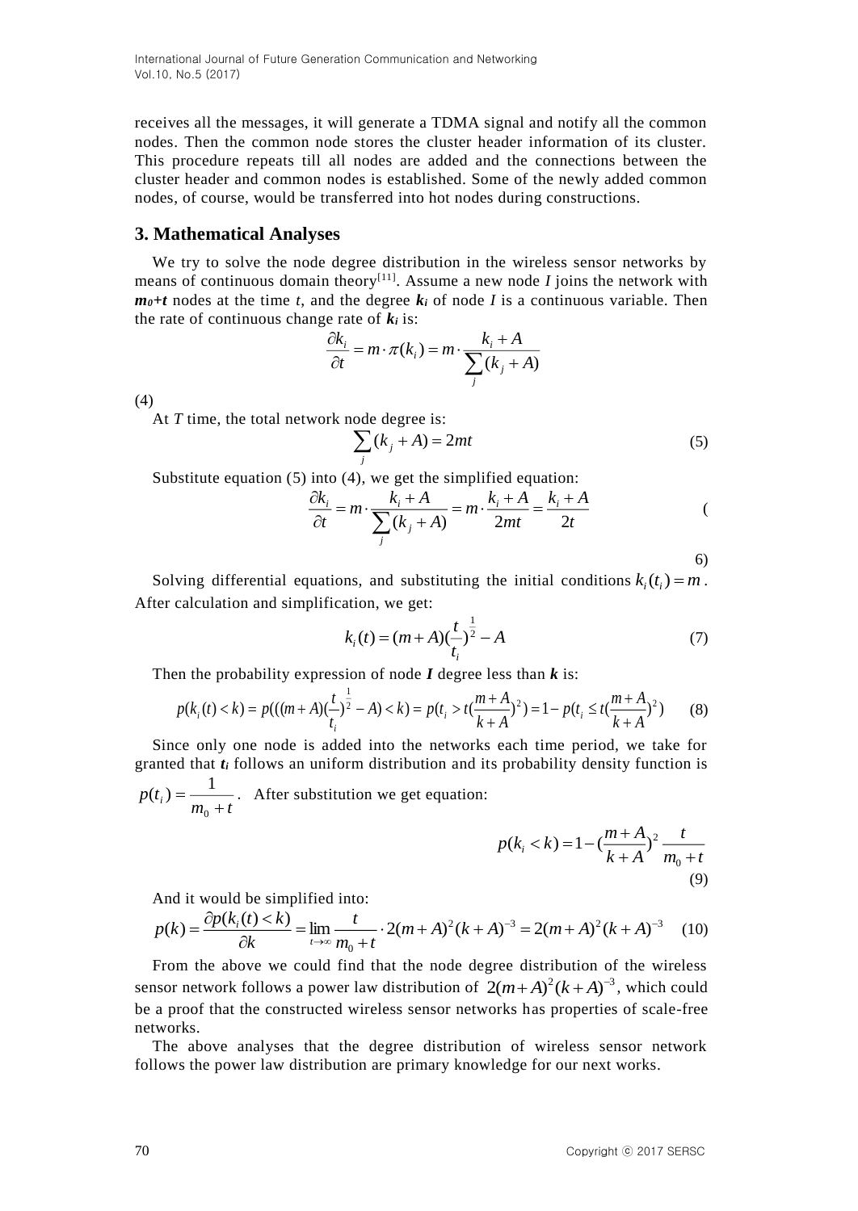receives all the messages, it will generate a TDMA signal and notify all the common nodes. Then the common node stores the cluster header information of its cluster. This procedure repeats till all nodes are added and the connections between the cluster header and common nodes is established. Some of the newly added common nodes, of course, would be transferred into hot nodes during constructions.

## 3. Mathematical Analyses

We try to solve the node degree distribution in the wireless sensor networks by means of continuous domain theory[11]. Assume a new node $I$ joins the network with $m_0+t$ nodes at the time $t$, and the degree $k_i$ of node $I$ is a continuous variable. Then the rate of continuous change rate of $k_i$ is:

$$\frac{\partial k_i}{\partial t} = m \cdot \pi(k_i) = m \cdot \frac{k_i + A}{\sum_j (k_j + A)} \tag{4}$$

At $T$ time, the total network node degree is:

$$\sum_j (k_j + A) = 2mt \tag{5}$$

Substitute equation (5) into (4), we get the simplified equation:

$$\frac{\partial k_i}{\partial t} = m \cdot \frac{k_i + A}{\sum_j (k_j + A)} = m \cdot \frac{k_i + A}{2mt} = \frac{k_i + A}{2t} \tag{6}$$

Solving differential equations, and substituting the initial conditions $k_i(t_i) = m$. After calculation and simplification, we get:

$$k_i(t) = (m + A)(\frac{t}{t_i})^{\frac{1}{2}} - A \tag{7}$$

Then the probability expression of node $I$ degree less than $k$ is:

$$p(k_i(t) < k) = p(((m + A)(\frac{t}{t_i})^{\frac{1}{2}} - A) < k) = p(t_i > t(\frac{m + A}{k + A})^2) = 1 - p(t_i \le t(\frac{m + A}{k + A})^2) \tag{8}$$

Since only one node is added into the networks each time period, we take for granted that $t_i$ follows an uniform distribution and its probability density function is $p(t_i) = \frac{1}{m_0 + t}$. After substitution we get equation:

$$p(k_i < k) = 1 - (\frac{m + A}{k + A})^2 \frac{t}{m_0 + t} \tag{9}$$

And it would be simplified into:

$$p(k) = \frac{\partial p(k_i(t) < k)}{\partial k} = \lim_{t \to \infty} \frac{t}{m_0 + t} \cdot 2(m + A)^2 (k + A)^{-3} = 2(m + A)^2 (k + A)^{-3} \tag{10}$$

From the above we could find that the node degree distribution of the wireless sensor network follows a power law distribution of $2(m+A)^2(k+A)^{-3}$, which could be a proof that the constructed wireless sensor networks has properties of scale-free networks.

The above analyses that the degree distribution of wireless sensor network follows the power law distribution are primary knowledge for our next works.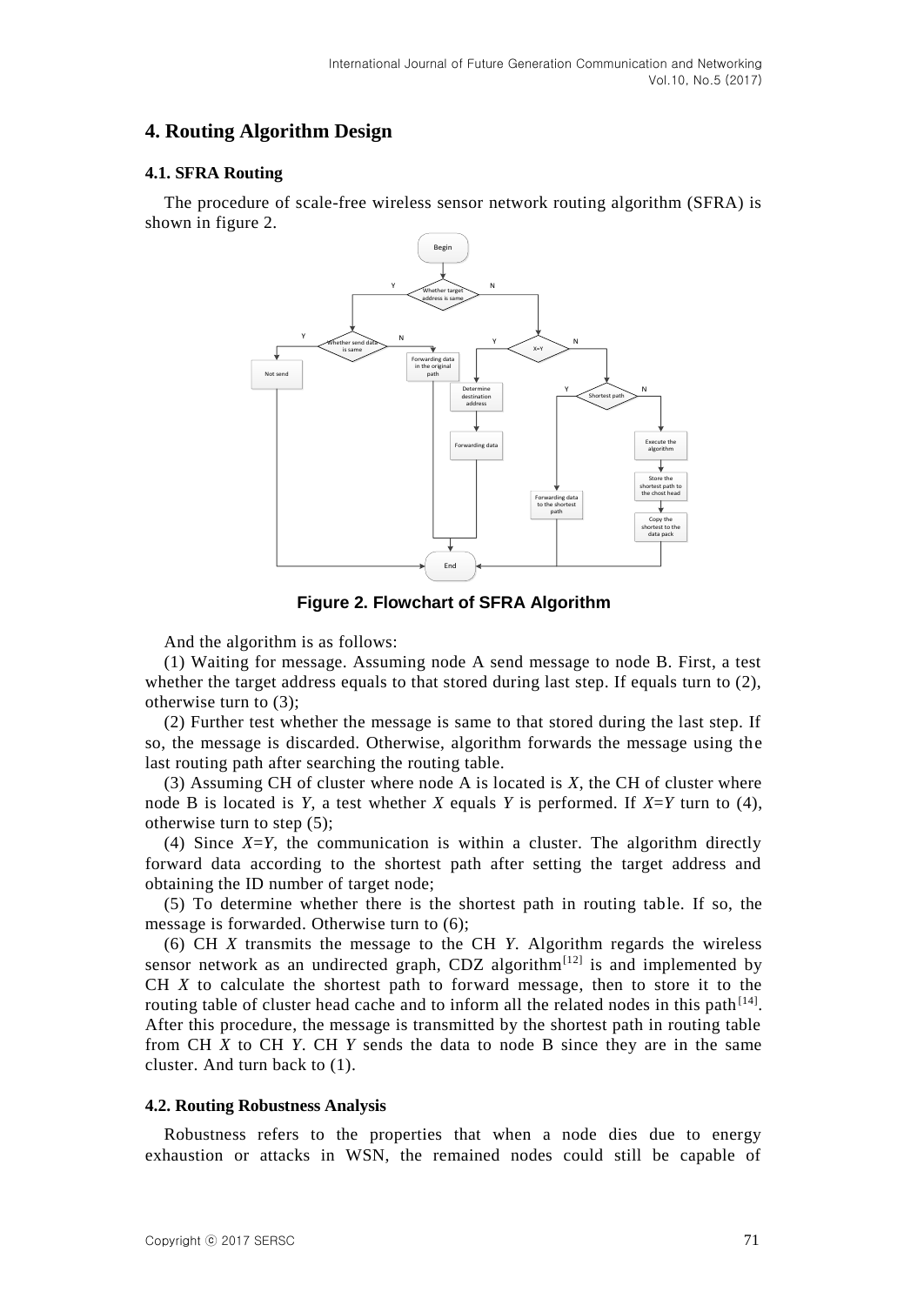## 4. Routing Algorithm Design

### 4.1. SFRA Routing

The procedure of scale-free wireless sensor network routing algorithm (SFRA) is shown in figure 2.

**Figure 2. Flowchart of SFRA Algorithm**

And the algorithm is as follows:

(1) Waiting for message. Assuming node A send message to node B. First, a test whether the target address equals to that stored during last step. If equals turn to (2), otherwise turn to (3);

(2) Further test whether the message is same to that stored during the last step. If so, the message is discarded. Otherwise, algorithm forwards the message using the last routing path after searching the routing table.

(3) Assuming CH of cluster where node A is located is $X$, the CH of cluster where node B is located is $Y$, a test whether $X$ equals $Y$ is performed. If $X=Y$ turn to (4), otherwise turn to step (5);

(4) Since $X=Y$, the communication is within a cluster. The algorithm directly forward data according to the shortest path after setting the target address and obtaining the ID number of target node;

(5) To determine whether there is the shortest path in routing table. If so, the message is forwarded. Otherwise turn to (6);

(6) CH $X$ transmits the message to the CH $Y$. Algorithm regards the wireless sensor network as an undirected graph, CDZ algorithm[12] is and implemented by CH $X$ to calculate the shortest path to forward message, then to store it to the routing table of cluster head cache and to inform all the related nodes in this path[14]. After this procedure, the message is transmitted by the shortest path in routing table from CH $X$ to CH $Y$. CH $Y$ sends the data to node B since they are in the same cluster. And turn back to (1).

### 4.2. Routing Robustness Analysis

Robustness refers to the properties that when a node dies due to energy exhaustion or attacks in WSN, the remained nodes could still be capable of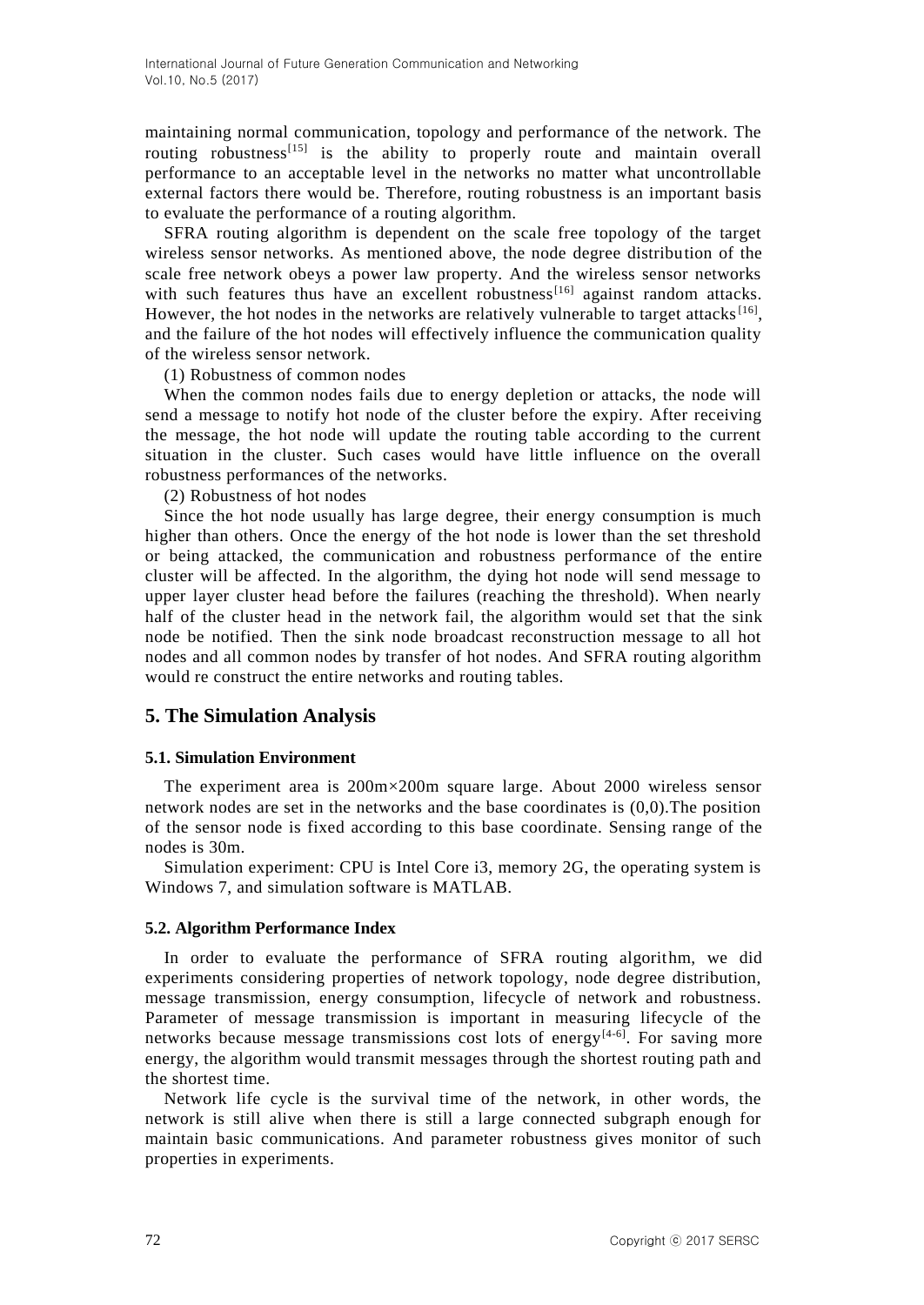maintaining normal communication, topology and performance of the network. The routing robustness[15] is the ability to properly route and maintain overall performance to an acceptable level in the networks no matter what uncontrollable external factors there would be. Therefore, routing robustness is an important basis to evaluate the performance of a routing algorithm.

SFRA routing algorithm is dependent on the scale free topology of the target wireless sensor networks. As mentioned above, the node degree distribution of the scale free network obeys a power law property. And the wireless sensor networks with such features thus have an excellent robustness[16] against random attacks. However, the hot nodes in the networks are relatively vulnerable to target attacks[16], and the failure of the hot nodes will effectively influence the communication quality of the wireless sensor network.

(1) Robustness of common nodes

When the common nodes fails due to energy depletion or attacks, the node will send a message to notify hot node of the cluster before the expiry. After receiving the message, the hot node will update the routing table according to the current situation in the cluster. Such cases would have little influence on the overall robustness performances of the networks.

(2) Robustness of hot nodes

Since the hot node usually has large degree, their energy consumption is much higher than others. Once the energy of the hot node is lower than the set threshold or being attacked, the communication and robustness performance of the entire cluster will be affected. In the algorithm, the dying hot node will send message to upper layer cluster head before the failures (reaching the threshold). When nearly half of the cluster head in the network fail, the algorithm would set that the sink node be notified. Then the sink node broadcast reconstruction message to all hot nodes and all common nodes by transfer of hot nodes. And SFRA routing algorithm would re construct the entire networks and routing tables.

## 5. The Simulation Analysis

### 5.1. Simulation Environment

The experiment area is 200m×200m square large. About 2000 wireless sensor network nodes are set in the networks and the base coordinates is (0,0).The position of the sensor node is fixed according to this base coordinate. Sensing range of the nodes is 30m.

Simulation experiment: CPU is Intel Core i3, memory 2G, the operating system is Windows 7, and simulation software is MATLAB.

### 5.2. Algorithm Performance Index

In order to evaluate the performance of SFRA routing algorithm, we did experiments considering properties of network topology, node degree distribution, message transmission, energy consumption, lifecycle of network and robustness. Parameter of message transmission is important in measuring lifecycle of the networks because message transmissions cost lots of energy[4-6]. For saving more energy, the algorithm would transmit messages through the shortest routing path and the shortest time.

Network life cycle is the survival time of the network, in other words, the network is still alive when there is still a large connected subgraph enough for maintain basic communications. And parameter robustness gives monitor of such properties in experiments.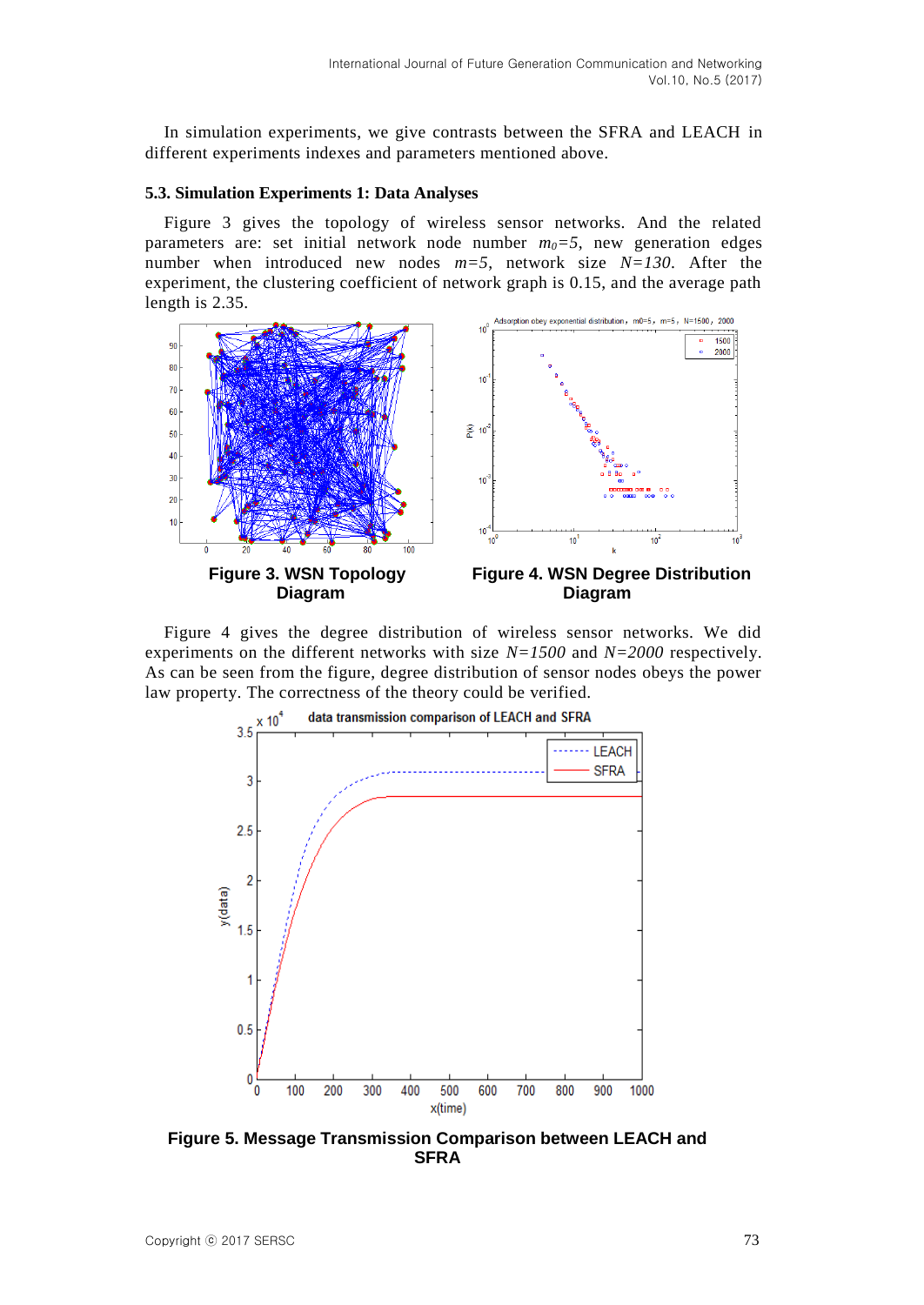In simulation experiments, we give contrasts between the SFRA and LEACH in different experiments indexes and parameters mentioned above.

### 5.3. Simulation Experiments 1: Data Analyses

Figure 3 gives the topology of wireless sensor networks. And the related parameters are: set initial network node number $m_0=5$, new generation edges number when introduced new nodes $m=5$, network size $N=130$. After the experiment, the clustering coefficient of network graph is 0.15, and the average path length is 2.35.

**Figure 3. WSN Topology Diagram**

**Figure 4. WSN Degree Distribution Diagram**

Figure 4 gives the degree distribution of wireless sensor networks. We did experiments on the different networks with size $N=1500$ and $N=2000$ respectively. As can be seen from the figure, degree distribution of sensor nodes obeys the power law property. The correctness of the theory could be verified.

**Figure 5. Message Transmission Comparison between LEACH and SFRA**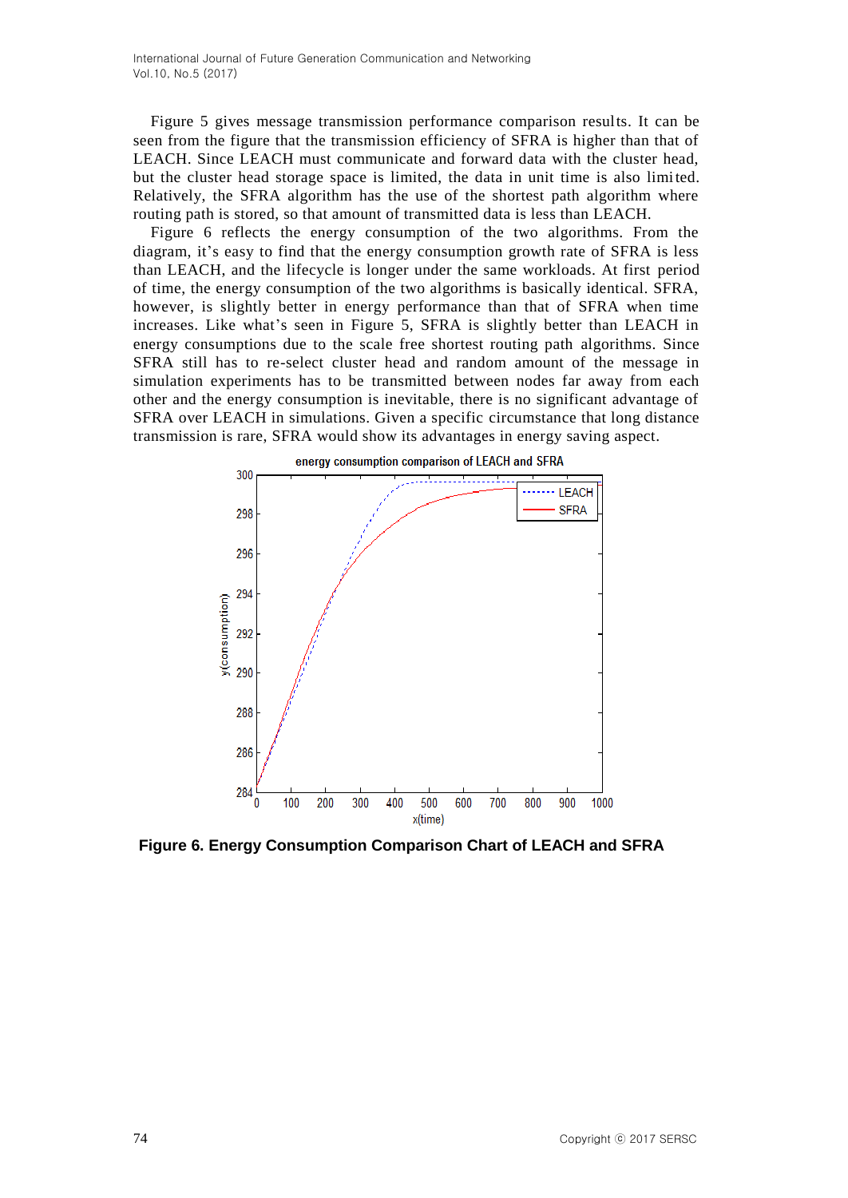Figure 5 gives message transmission performance comparison results. It can be seen from the figure that the transmission efficiency of SFRA is higher than that of LEACH. Since LEACH must communicate and forward data with the cluster head, but the cluster head storage space is limited, the data in unit time is also limited. Relatively, the SFRA algorithm has the use of the shortest path algorithm where routing path is stored, so that amount of transmitted data is less than LEACH.

Figure 6 reflects the energy consumption of the two algorithms. From the diagram, it's easy to find that the energy consumption growth rate of SFRA is less than LEACH, and the lifecycle is longer under the same workloads. At first period of time, the energy consumption of the two algorithms is basically identical. SFRA, however, is slightly better in energy performance than that of SFRA when time increases. Like what's seen in Figure 5, SFRA is slightly better than LEACH in energy consumptions due to the scale free shortest routing path algorithms. Since SFRA still has to re-select cluster head and random amount of the message in simulation experiments has to be transmitted between nodes far away from each other and the energy consumption is inevitable, there is no significant advantage of SFRA over LEACH in simulations. Given a specific circumstance that long distance transmission is rare, SFRA would show its advantages in energy saving aspect.

**Figure 6. Energy Consumption Comparison Chart of LEACH and SFRA**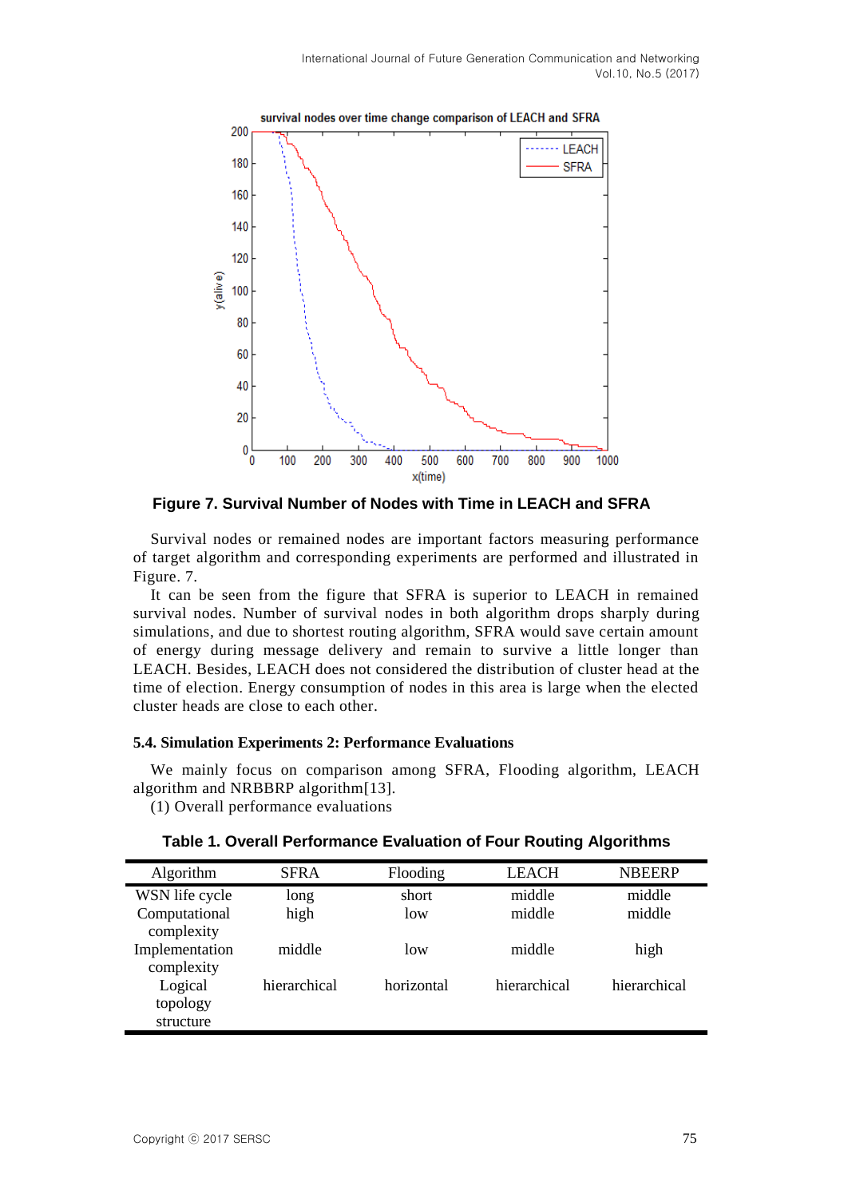**Figure 7. Survival Number of Nodes with Time in LEACH and SFRA**

Survival nodes or remained nodes are important factors measuring performance of target algorithm and corresponding experiments are performed and illustrated in Figure. 7.

It can be seen from the figure that SFRA is superior to LEACH in remained survival nodes. Number of survival nodes in both algorithm drops sharply during simulations, and due to shortest routing algorithm, SFRA would save certain amount of energy during message delivery and remain to survive a little longer than LEACH. Besides, LEACH does not considered the distribution of cluster head at the time of election. Energy consumption of nodes in this area is large when the elected cluster heads are close to each other.

### 5.4. Simulation Experiments 2: Performance Evaluations

We mainly focus on comparison among SFRA, Flooding algorithm, LEACH algorithm and NRBBRP algorithm[13].

(1) Overall performance evaluations

**Table 1. Overall Performance Evaluation of Four Routing Algorithms**

| Algorithm | SFRA | Flooding | LEACH | NBEERP |
|---|---|---|---|---|
| WSN life cycle | long | short | middle | middle |
| Computational complexity | high | low | middle | middle |
| Implementation complexity | middle | low | middle | high |
| Logical topology structure | hierarchical | horizontal | hierarchical | hierarchical |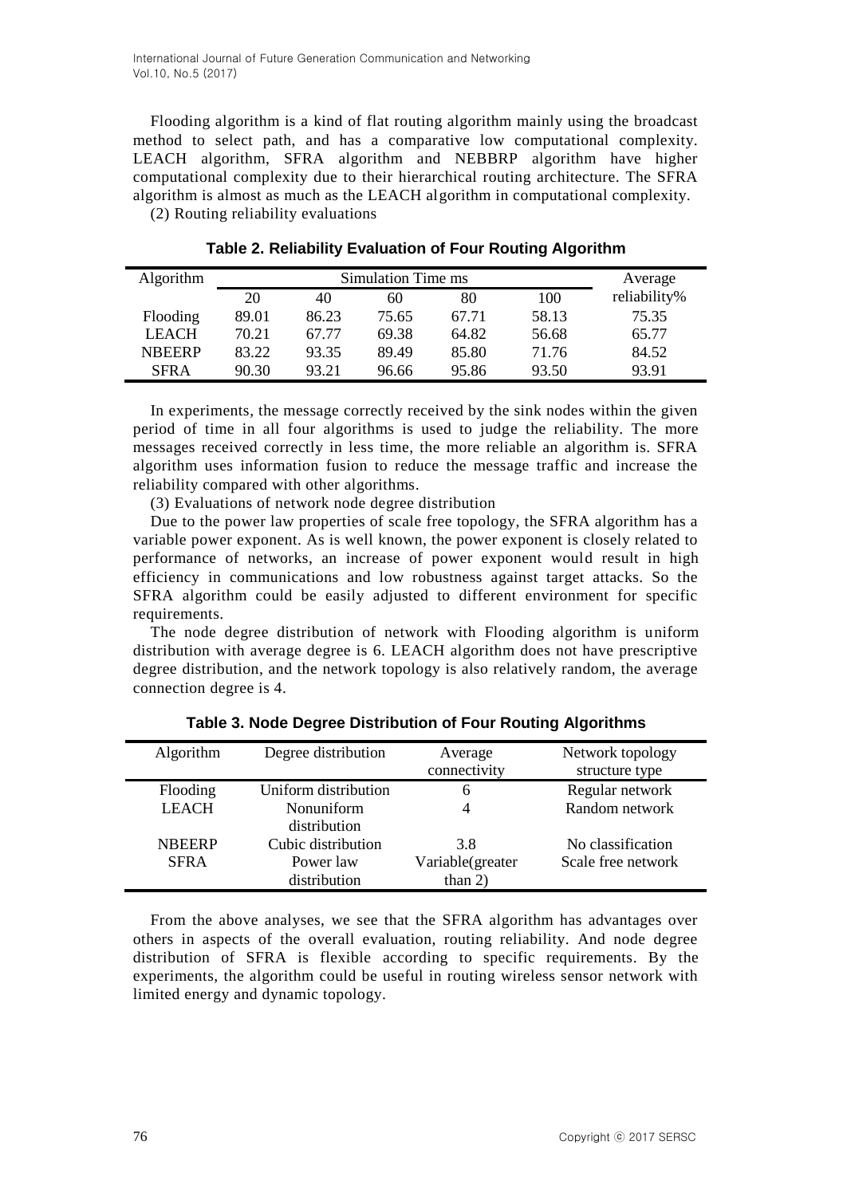Flooding algorithm is a kind of flat routing algorithm mainly using the broadcast method to select path, and has a comparative low computational complexity. LEACH algorithm, SFRA algorithm and NEBBRP algorithm have higher computational complexity due to their hierarchical routing architecture. The SFRA algorithm is almost as much as the LEACH algorithm in computational complexity.

(2) Routing reliability evaluations

**Table 2. Reliability Evaluation of Four Routing Algorithm**

| Algorithm | Simulation Time ms | | | | | Average reliability% |
|---|---|---|---|---|---|---|
| | 20 | 40 | 60 | 80 | 100 | |
| Flooding | 89.01 | 86.23 | 75.65 | 67.71 | 58.13 | 75.35 |
| LEACH | 70.21 | 67.77 | 69.38 | 64.82 | 56.68 | 65.77 |
| NBEERP | 83.22 | 93.35 | 89.49 | 85.80 | 71.76 | 84.52 |
| SFRA | 90.30 | 93.21 | 96.66 | 95.86 | 93.50 | 93.91 |

In experiments, the message correctly received by the sink nodes within the given period of time in all four algorithms is used to judge the reliability. The more messages received correctly in less time, the more reliable an algorithm is. SFRA algorithm uses information fusion to reduce the message traffic and increase the reliability compared with other algorithms.

(3) Evaluations of network node degree distribution

Due to the power law properties of scale free topology, the SFRA algorithm has a variable power exponent. As is well known, the power exponent is closely related to performance of networks, an increase of power exponent would result in high efficiency in communications and low robustness against target attacks. So the SFRA algorithm could be easily adjusted to different environment for specific requirements.

The node degree distribution of network with Flooding algorithm is uniform distribution with average degree is 6. LEACH algorithm does not have prescriptive degree distribution, and the network topology is also relatively random, the average connection degree is 4.

**Table 3. Node Degree Distribution of Four Routing Algorithms**

| Algorithm | Degree distribution | Average connectivity | Network topology structure type |
|---|---|---|---|
| Flooding | Uniform distribution | 6 | Regular network |
| LEACH | Nonuniform distribution | 4 | Random network |
| NBEERP | Cubic distribution | 3.8 | No classification |
| SFRA | Power law distribution | Variable(greater than 2) | Scale free network |

From the above analyses, we see that the SFRA algorithm has advantages over others in aspects of the overall evaluation, routing reliability. And node degree distribution of SFRA is flexible according to specific requirements. By the experiments, the algorithm could be useful in routing wireless sensor network with limited energy and dynamic topology.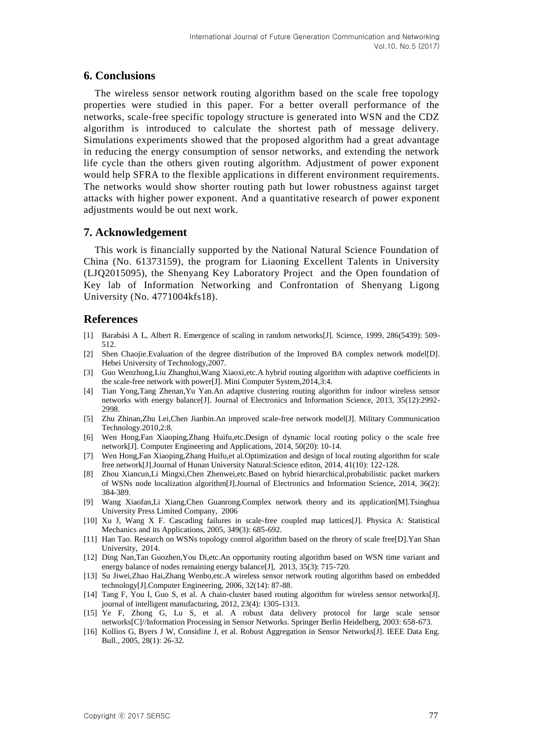## 6. Conclusions

The wireless sensor network routing algorithm based on the scale free topology properties were studied in this paper. For a better overall performance of the networks, scale-free specific topology structure is generated into WSN and the CDZ algorithm is introduced to calculate the shortest path of message delivery. Simulations experiments showed that the proposed algorithm had a great advantage in reducing the energy consumption of sensor networks, and extending the network life cycle than the others given routing algorithm. Adjustment of power exponent would help SFRA to the flexible applications in different environment requirements. The networks would show shorter routing path but lower robustness against target attacks with higher power exponent. And a quantitative research of power exponent adjustments would be out next work.

## 7. Acknowledgement

This work is financially supported by the National Natural Science Foundation of China (No. 61373159), the program for Liaoning Excellent Talents in University (LJQ2015095), the Shenyang Key Laboratory Project and the Open foundation of Key lab of Information Networking and Confrontation of Shenyang Ligong University (No. 4771004kfs18).

## References

[1] Barabási A L, Albert R. Emergence of scaling in random networks[J]. Science, 1999, 286(5439): 509-512.

[2] Shen Chaojie.Evaluation of the degree distribution of the Improved BA complex network model[D]. Hebei University of Technology,2007.

[3] Guo Wenzhong,Liu Zhanghui,Wang Xiaoxi,etc.A hybrid routing algorithm with adaptive coefficients in the scale-free network with power[J]. Mini Computer System,2014,3:4.

[4] Tian Yong,Tang Zhenan,Yu Yan.An adaptive clustering routing algorithm for indoor wireless sensor networks with energy balance[J]. Journal of Electronics and Information Science, 2013, 35(12):2992-2998.

[5] Zhu Zhinan,Zhu Lei,Chen Jianbin.An improved scale-free network model[J]. Military Communication Technology.2010,2:8.

[6] Wen Hong,Fan Xiaoping,Zhang Huifu,etc.Design of dynamic local routing policy o the scale free network[J]. Computer Engineering and Applications, 2014, 50(20): 10-14.

[7] Wen Hong,Fan Xiaoping,Zhang Huifu,et al.Optimization and design of local routing algorithm for scale free network[J].Journal of Hunan University Natural:Science editon, 2014, 41(10): 122-128.

[8] Zhou Xiancun,Li Mingxi,Chen Zhenwei,etc.Based on hybrid hierarchical,probabilistic packet markers of WSNs node localization algorithm[J].Journal of Electronics and Information Science, 2014, 36(2): 384-389.

[9] Wang Xiaofan,Li Xiang,Chen Guanrong.Complex network theory and its application[M].Tsinghua University Press Limited Company, 2006

[10] Xu J, Wang X F. Cascading failures in scale-free coupled map lattices[J]. Physica A: Statistical Mechanics and its Applications, 2005, 349(3): 685-692.

[11] Han Tao. Research on WSNs topology control algorithm based on the theory of scale free[D].Yan Shan University, 2014.

[12] Ding Nan,Tan Guozhen,You Di,etc.An opportunity routing algorithm based on WSN time variant and energy balance of nodes remaining energy balance[J], 2013, 35(3): 715-720.

[13] Su Jiwei,Zhao Hai,Zhang Wenbo,etc.A wireless sensor network routing algorithm based on embedded technology[J].Computer Engineering, 2006, 32(14): 87-88.

[14] Tang F, You I, Guo S, et al. A chain-cluster based routing algorithm for wireless sensor networks[J]. journal of intelligent manufacturing, 2012, 23(4): 1305-1313.

[15] Ye F, Zhong G, Lu S, et al. A robust data delivery protocol for large scale sensor networks[C]//Information Processing in Sensor Networks. Springer Berlin Heidelberg, 2003: 658-673.

[16] Kollios G, Byers J W, Considine J, et al. Robust Aggregation in Sensor Networks[J]. IEEE Data Eng. Bull., 2005, 28(1): 26-32.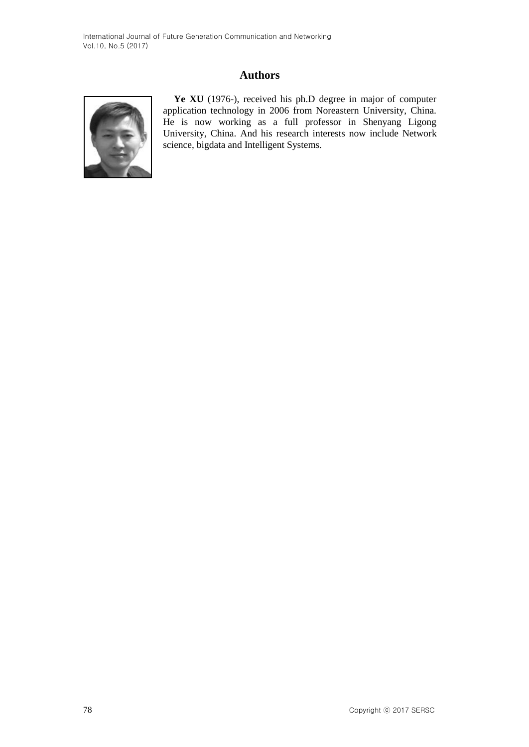## Authors

**Ye XU** (1976-), received his ph.D degree in major of computer application technology in 2006 from Noreastern University, China. He is now working as a full professor in Shenyang Ligong University, China. And his research interests now include Network science, bigdata and Intelligent Systems.